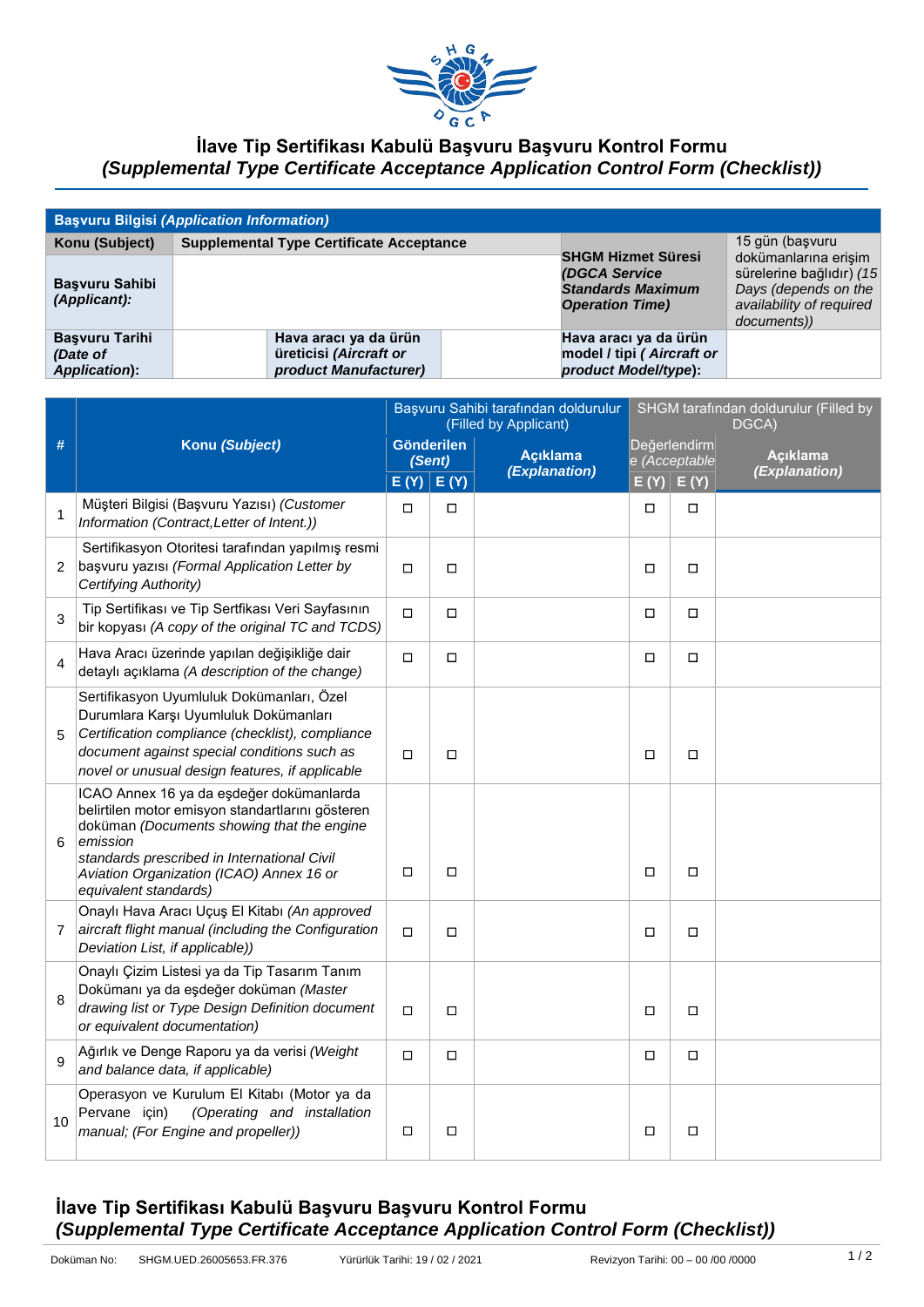## İlave Tip Sertifikası Kabulü Başvuru Başvuru Kontrol Formu
## *(Supplemental Type Certificate Acceptance Application Control Form (Checklist))*

| **Başvuru Bilgisi** ***(Application Information)*** | | | | | |
|---|---|---|---|---|---|
| **Konu (Subject)** | **Supplemental Type Certificate Acceptance** | | | **SHGM Hizmet Süresi** ***(DGCA Service Standards Maximum Operation Time)*** | 15 gün (başvuru dokümanlarına erişim sürelerine bağlıdır) *(15 Days (depends on the availability of required documents))* |
| **Başvuru Sahibi** ***(Applicant):*** | | | | | |
| **Başvuru Tarihi** ***(Date of Application*):** | | **Hava aracı ya da ürün üreticisi** ***(Aircraft or product Manufacturer)*** | | **Hava aracı ya da ürün model / tipi** ***( Aircraft or product Model/type)*:** | |

| # | Konu *(Subject)* | Başvuru Sahibi tarafından doldurulur (Filled by Applicant) | | | SHGM tarafından doldurulur (Filled by DGCA) | | |
|---|---|---|---|---|---|---|---|
| | | **Gönderilen** ***(Sent)*** | | **Açıklama** ***(Explanation)*** | Değerlendirme *(Acceptable* | | **Açıklama** ***(Explanation)*** |
| | | E (Y) | E (Y) | | E (Y) | E (Y) | |
| 1 | Müşteri Bilgisi (Başvuru Yazısı) *(Customer Information (Contract,Letter of Intent.))* | ☐ | ☐ | | ☐ | ☐ | |
| 2 | Sertifikasyon Otoritesi tarafından yapılmış resmi başvuru yazısı *(Formal Application Letter by Certifying Authority)* | ☐ | ☐ | | ☐ | ☐ | |
| 3 | Tip Sertifikası ve Tip Sertfikası Veri Sayfasının bir kopyası *(A copy of the original TC and TCDS)* | ☐ | ☐ | | ☐ | ☐ | |
| 4 | Hava Aracı üzerinde yapılan değişikliğe dair detaylı açıklama *(A description of the change)* | ☐ | ☐ | | ☐ | ☐ | |
| 5 | Sertifikasyon Uyumluluk Dokümanları, Özel Durumlara Karşı Uyumluluk Dokümanları *Certification compliance (checklist), compliance document against special conditions such as novel or unusual design features, if applicable* | ☐ | ☐ | | ☐ | ☐ | |
| 6 | ICAO Annex 16 ya da eşdeğer dokümanlarda belirtilen motor emisyon standartlarını gösteren doküman *(Documents showing that the engine emission standards prescribed in International Civil Aviation Organization (ICAO) Annex 16 or equivalent standards)* | ☐ | ☐ | | ☐ | ☐ | |
| 7 | Onaylı Hava Aracı Uçuş El Kitabı *(An approved aircraft flight manual (including the Configuration Deviation List, if applicable))* | ☐ | ☐ | | ☐ | ☐ | |
| 8 | Onaylı Çizim Listesi ya da Tip Tasarım Tanım Dokümanı ya da eşdeğer doküman *(Master drawing list or Type Design Definition document or equivalent documentation)* | ☐ | ☐ | | ☐ | ☐ | |
| 9 | Ağırlık ve Denge Raporu ya da verisi *(Weight and balance data, if applicable)* | ☐ | ☐ | | ☐ | ☐ | |
| 10 | Operasyon ve Kurulum El Kitabı (Motor ya da Pervane için) *(Operating and installation manual; (For Engine and propeller))* | ☐ | ☐ | | ☐ | ☐ | |

Doküman No: SHGM.UED.26005653.FR.376 Yürürlük Tarihi: 19 / 02 / 2021 Revizyon Tarihi: 00 – 00 /00 /0000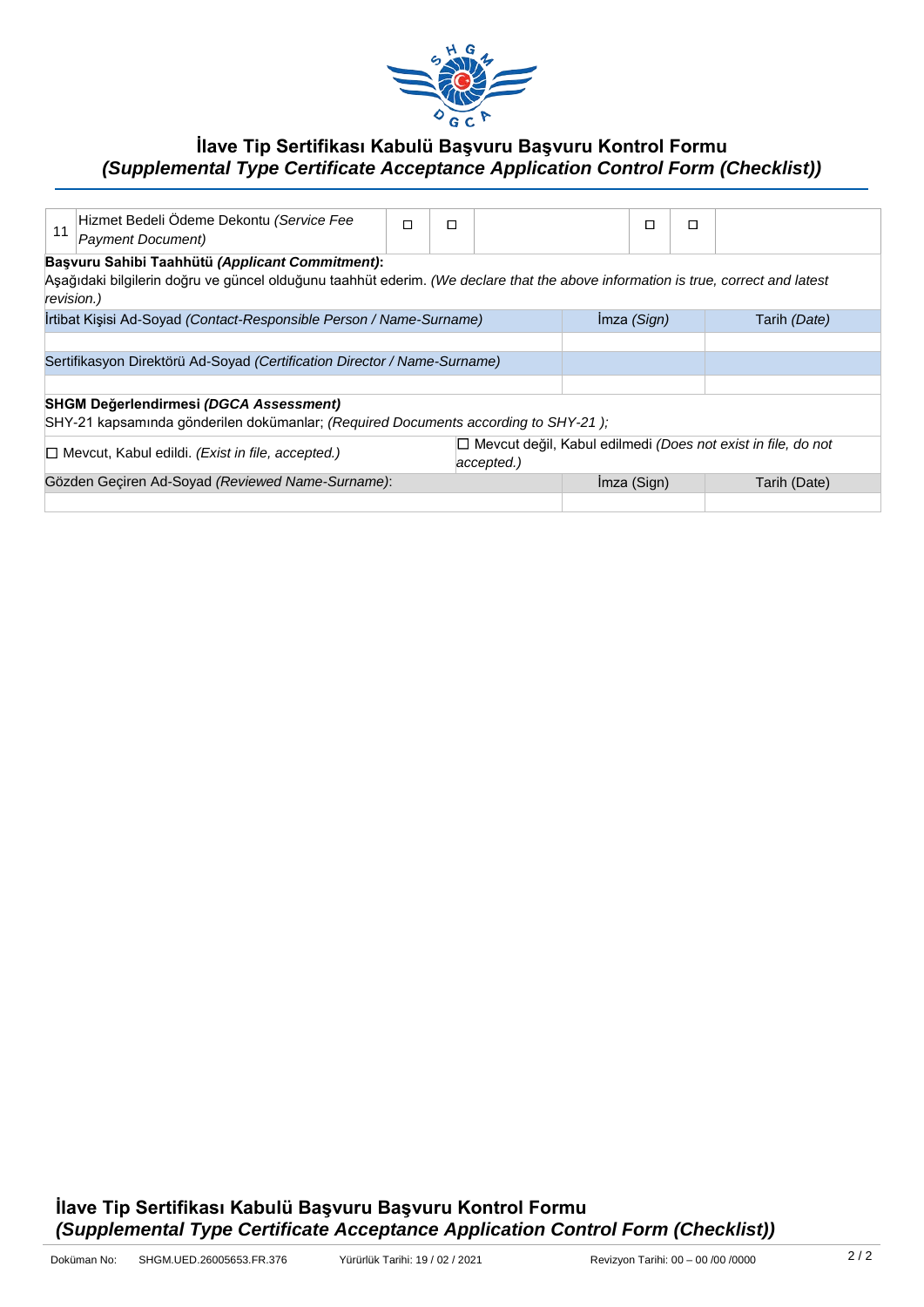# İlave Tip Sertifikası Kabulü Başvuru Başvuru Kontrol Formu
## *(Supplemental Type Certificate Acceptance Application Control Form (Checklist))*

| | | | | | | | |
|---|---|---|---|---|---|---|---|
| 11 | Hizmet Bedeli Ödeme Dekontu *(Service Fee Payment Document)* | ☐ | ☐ | | ☐ | ☐ | |

**Başvuru Sahibi Taahhütü *(Applicant Commitment)*:**
Aşağıdaki bilgilerin doğru ve güncel olduğunu taahhüt ederim. *(We declare that the above information is true, correct and latest revision.)*

| İrtibat Kişisi Ad-Soyad *(Contact-Responsible Person / Name-Surname)* | İmza *(Sign)* | Tarih *(Date)* |
|---|---|---|
| | | |
| Sertifikasyon Direktörü Ad-Soyad *(Certification Director / Name-Surname)* | | |
| | | |

**SHGM Değerlendirmesi *(DGCA Assessment)***
SHY-21 kapsamında gönderilen dokümanlar; *(Required Documents according to SHY-21 );*

☐ Mevcut, Kabul edildi. *(Exist in file, accepted.)*

☐ Mevcut değil, Kabul edilmedi *(Does not exist in file, do not accepted.)*

| Gözden Geçiren Ad-Soyad *(Reviewed Name-Surname)*: | İmza (Sign) | Tarih (Date) |
|---|---|---|
| | | |

Doküman No: SHGM.UED.26005653.FR.376 Yürürlük Tarihi: 19 / 02 / 2021 Revizyon Tarihi: 00 – 00 /00 /0000